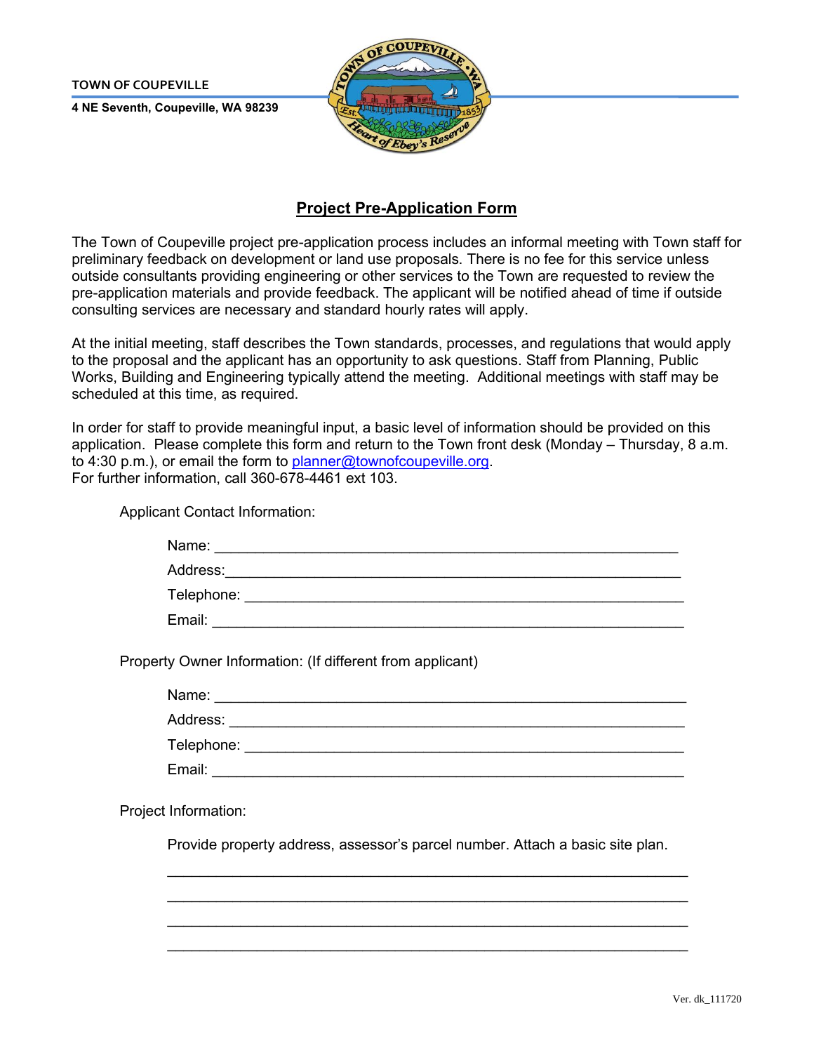**TOWN OF COUPEVILLE**

**4 NE Seventh, Coupeville, WA 98239**

# Project Pre-Application Form

The Town of Coupeville project pre-application process includes an informal meeting with Town staff for preliminary feedback on development or land use proposals. There is no fee for this service unless outside consultants providing engineering or other services to the Town are requested to review the pre-application materials and provide feedback. The applicant will be notified ahead of time if outside consulting services are necessary and standard hourly rates will apply.

At the initial meeting, staff describes the Town standards, processes, and regulations that would apply to the proposal and the applicant has an opportunity to ask questions. Staff from Planning, Public Works, Building and Engineering typically attend the meeting. Additional meetings with staff may be scheduled at this time, as required.

In order for staff to provide meaningful input, a basic level of information should be provided on this application. Please complete this form and return to the Town front desk (Monday – Thursday, 8 a.m. to 4:30 p.m.), or email the form to planner@townofcoupeville.org.
For further information, call 360-678-4461 ext 103.

Applicant Contact Information:

Name: ____________________________________________________________

Address:___________________________________________________________

Telephone: _________________________________________________________

Email: ____________________________________________________________

Property Owner Information: (If different from applicant)

Name: ____________________________________________________________

Address: __________________________________________________________

Telephone: _________________________________________________________

Email: ____________________________________________________________

Project Information:

Provide property address, assessor's parcel number. Attach a basic site plan.

__________________________________________________________________

__________________________________________________________________

__________________________________________________________________

__________________________________________________________________

Ver. dk_111720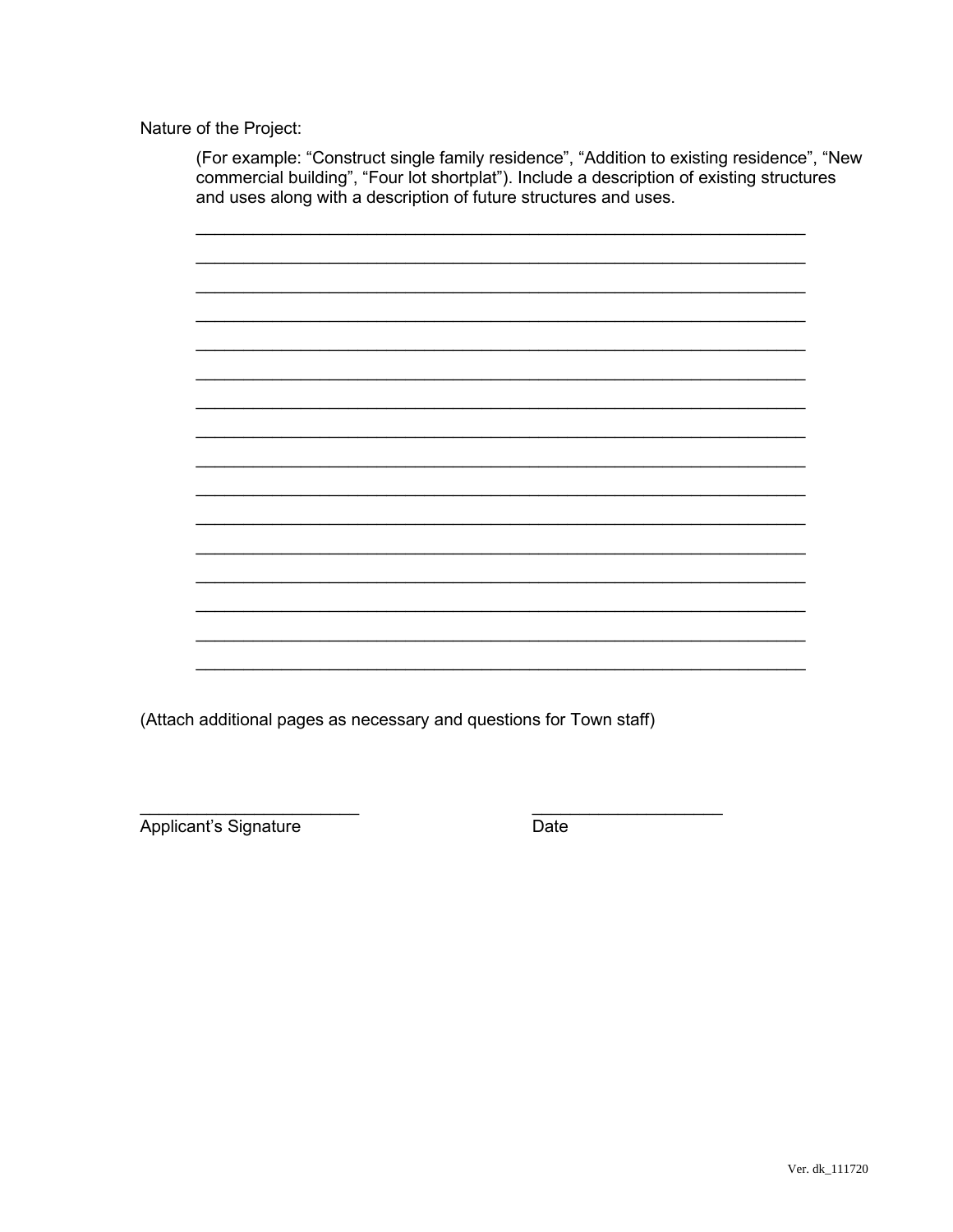Nature of the Project:

(For example: “Construct single family residence”, “Addition to existing residence”, “New commercial building”, “Four lot shortplat”). Include a description of existing structures and uses along with a description of future structures and uses.

_______________________________________________________________

_______________________________________________________________

_______________________________________________________________

_______________________________________________________________

_______________________________________________________________

_______________________________________________________________

_______________________________________________________________

_______________________________________________________________

_______________________________________________________________

_______________________________________________________________

_______________________________________________________________

_______________________________________________________________

_______________________________________________________________

_______________________________________________________________

_______________________________________________________________

_______________________________________________________________

(Attach additional pages as necessary and questions for Town staff)

______________________ ____________________

Applicant’s Signature Date

Ver. dk_111720